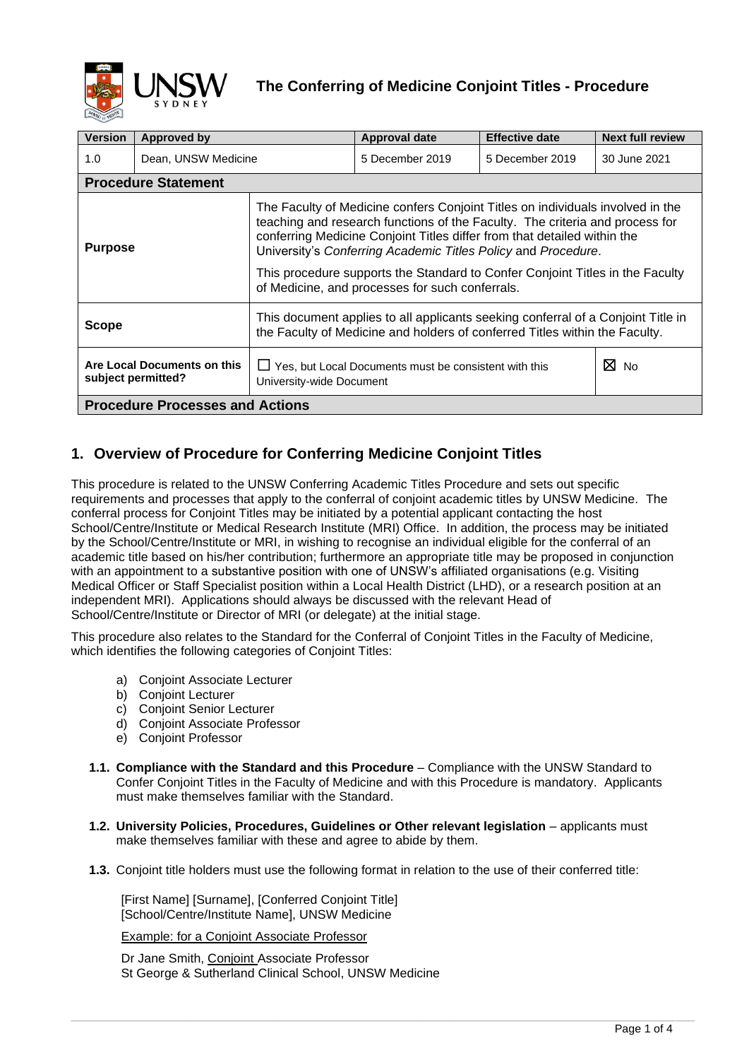# The Conferring of Medicine Conjoint Titles - Procedure

| Version | Approved by | Approval date | Effective date | Next full review |
|---|---|---|---|---|
| 1.0 | Dean, UNSW Medicine | 5 December 2019 | 5 December 2019 | 30 June 2021 |

## Procedure Statement

| | |
|---|---|
| **Purpose** | The Faculty of Medicine confers Conjoint Titles on individuals involved in the teaching and research functions of the Faculty. The criteria and process for conferring Medicine Conjoint Titles differ from that detailed within the University's *Conferring Academic Titles Policy* and *Procedure*.<br><br>This procedure supports the Standard to Confer Conjoint Titles in the Faculty of Medicine, and processes for such conferrals. |
| **Scope** | This document applies to all applicants seeking conferral of a Conjoint Title in the Faculty of Medicine and holders of conferred Titles within the Faculty. |
| **Are Local Documents on this subject permitted?** | ☐ Yes, but Local Documents must be consistent with this University-wide Document ☒ No |

## Procedure Processes and Actions

## 1. Overview of Procedure for Conferring Medicine Conjoint Titles

This procedure is related to the UNSW Conferring Academic Titles Procedure and sets out specific requirements and processes that apply to the conferral of conjoint academic titles by UNSW Medicine. The conferral process for Conjoint Titles may be initiated by a potential applicant contacting the host School/Centre/Institute or Medical Research Institute (MRI) Office. In addition, the process may be initiated by the School/Centre/Institute or MRI, in wishing to recognise an individual eligible for the conferral of an academic title based on his/her contribution; furthermore an appropriate title may be proposed in conjunction with an appointment to a substantive position with one of UNSW's affiliated organisations (e.g. Visiting Medical Officer or Staff Specialist position within a Local Health District (LHD), or a research position at an independent MRI). Applications should always be discussed with the relevant Head of School/Centre/Institute or Director of MRI (or delegate) at the initial stage.

This procedure also relates to the Standard for the Conferral of Conjoint Titles in the Faculty of Medicine, which identifies the following categories of Conjoint Titles:

a) Conjoint Associate Lecturer
b) Conjoint Lecturer
c) Conjoint Senior Lecturer
d) Conjoint Associate Professor
e) Conjoint Professor

**1.1. Compliance with the Standard and this Procedure** – Compliance with the UNSW Standard to Confer Conjoint Titles in the Faculty of Medicine and with this Procedure is mandatory. Applicants must make themselves familiar with the Standard.

**1.2. University Policies, Procedures, Guidelines or Other relevant legislation** – applicants must make themselves familiar with these and agree to abide by them.

**1.3.** Conjoint title holders must use the following format in relation to the use of their conferred title:

[First Name] [Surname], [Conferred Conjoint Title]
[School/Centre/Institute Name], UNSW Medicine

<u>Example: for a Conjoint Associate Professor</u>

Dr Jane Smith, <u>Conjoint</u> Associate Professor
St George & Sutherland Clinical School, UNSW Medicine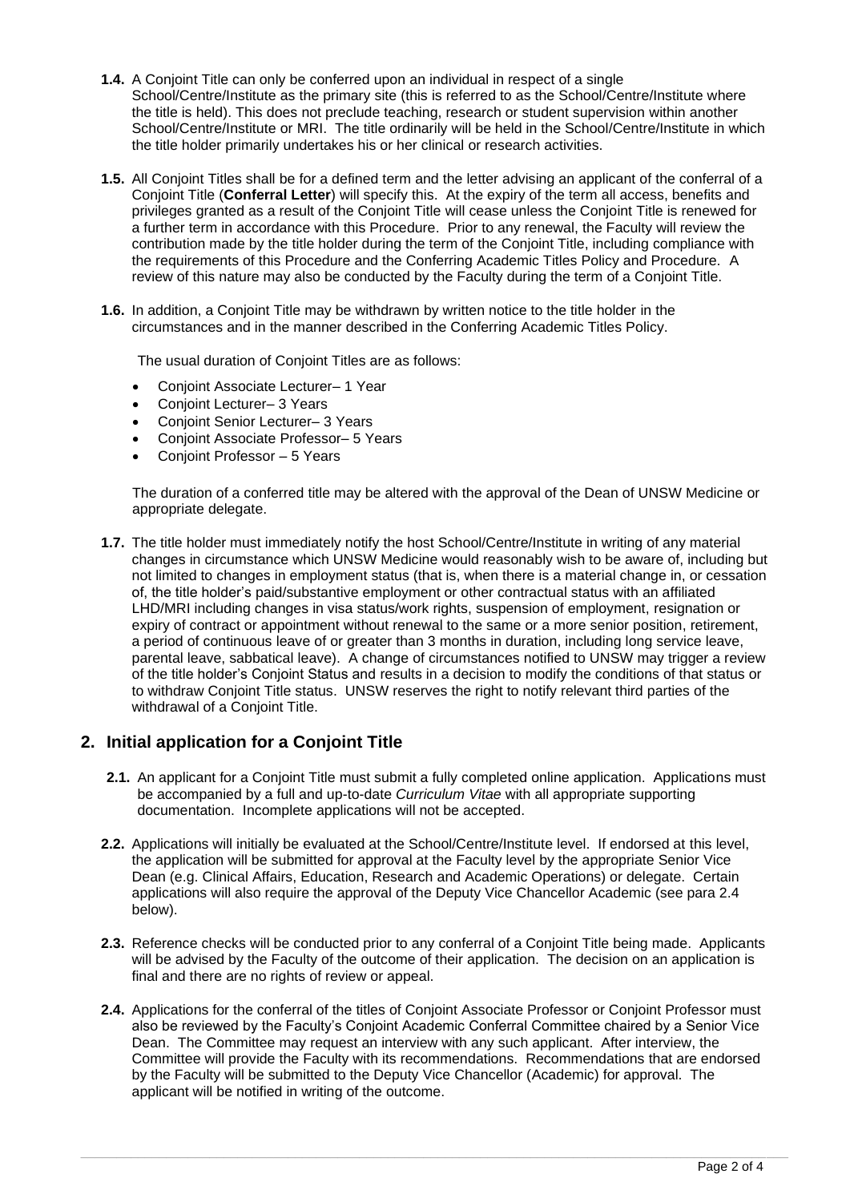**1.4.** A Conjoint Title can only be conferred upon an individual in respect of a single School/Centre/Institute as the primary site (this is referred to as the School/Centre/Institute where the title is held). This does not preclude teaching, research or student supervision within another School/Centre/Institute or MRI. The title ordinarily will be held in the School/Centre/Institute in which the title holder primarily undertakes his or her clinical or research activities.

**1.5.** All Conjoint Titles shall be for a defined term and the letter advising an applicant of the conferral of a Conjoint Title (**Conferral Letter**) will specify this. At the expiry of the term all access, benefits and privileges granted as a result of the Conjoint Title will cease unless the Conjoint Title is renewed for a further term in accordance with this Procedure. Prior to any renewal, the Faculty will review the contribution made by the title holder during the term of the Conjoint Title, including compliance with the requirements of this Procedure and the Conferring Academic Titles Policy and Procedure. A review of this nature may also be conducted by the Faculty during the term of a Conjoint Title.

**1.6.** In addition, a Conjoint Title may be withdrawn by written notice to the title holder in the circumstances and in the manner described in the Conferring Academic Titles Policy.

The usual duration of Conjoint Titles are as follows:

- Conjoint Associate Lecturer– 1 Year
- Conjoint Lecturer– 3 Years
- Conjoint Senior Lecturer– 3 Years
- Conjoint Associate Professor– 5 Years
- Conjoint Professor – 5 Years

The duration of a conferred title may be altered with the approval of the Dean of UNSW Medicine or appropriate delegate.

**1.7.** The title holder must immediately notify the host School/Centre/Institute in writing of any material changes in circumstance which UNSW Medicine would reasonably wish to be aware of, including but not limited to changes in employment status (that is, when there is a material change in, or cessation of, the title holder's paid/substantive employment or other contractual status with an affiliated LHD/MRI including changes in visa status/work rights, suspension of employment, resignation or expiry of contract or appointment without renewal to the same or a more senior position, retirement, a period of continuous leave of or greater than 3 months in duration, including long service leave, parental leave, sabbatical leave). A change of circumstances notified to UNSW may trigger a review of the title holder's Conjoint Status and results in a decision to modify the conditions of that status or to withdraw Conjoint Title status. UNSW reserves the right to notify relevant third parties of the withdrawal of a Conjoint Title.

## 2. Initial application for a Conjoint Title

**2.1.** An applicant for a Conjoint Title must submit a fully completed online application. Applications must be accompanied by a full and up-to-date *Curriculum Vitae* with all appropriate supporting documentation. Incomplete applications will not be accepted.

**2.2.** Applications will initially be evaluated at the School/Centre/Institute level. If endorsed at this level, the application will be submitted for approval at the Faculty level by the appropriate Senior Vice Dean (e.g. Clinical Affairs, Education, Research and Academic Operations) or delegate. Certain applications will also require the approval of the Deputy Vice Chancellor Academic (see para 2.4 below).

**2.3.** Reference checks will be conducted prior to any conferral of a Conjoint Title being made. Applicants will be advised by the Faculty of the outcome of their application. The decision on an application is final and there are no rights of review or appeal.

**2.4.** Applications for the conferral of the titles of Conjoint Associate Professor or Conjoint Professor must also be reviewed by the Faculty's Conjoint Academic Conferral Committee chaired by a Senior Vice Dean. The Committee may request an interview with any such applicant. After interview, the Committee will provide the Faculty with its recommendations. Recommendations that are endorsed by the Faculty will be submitted to the Deputy Vice Chancellor (Academic) for approval. The applicant will be notified in writing of the outcome.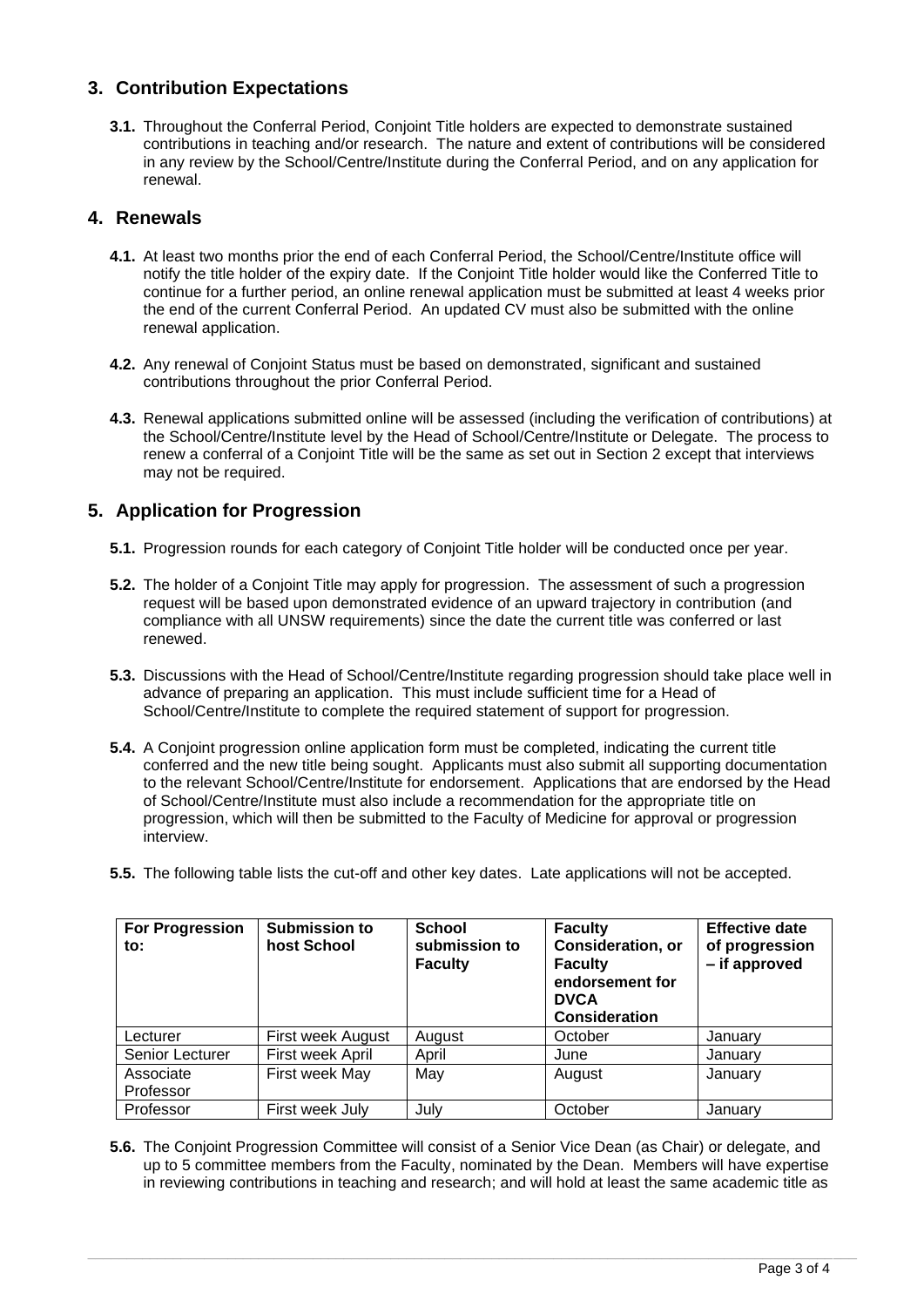## 3. Contribution Expectations

**3.1.** Throughout the Conferral Period, Conjoint Title holders are expected to demonstrate sustained contributions in teaching and/or research. The nature and extent of contributions will be considered in any review by the School/Centre/Institute during the Conferral Period, and on any application for renewal.

## 4. Renewals

**4.1.** At least two months prior the end of each Conferral Period, the School/Centre/Institute office will notify the title holder of the expiry date. If the Conjoint Title holder would like the Conferred Title to continue for a further period, an online renewal application must be submitted at least 4 weeks prior the end of the current Conferral Period. An updated CV must also be submitted with the online renewal application.

**4.2.** Any renewal of Conjoint Status must be based on demonstrated, significant and sustained contributions throughout the prior Conferral Period.

**4.3.** Renewal applications submitted online will be assessed (including the verification of contributions) at the School/Centre/Institute level by the Head of School/Centre/Institute or Delegate. The process to renew a conferral of a Conjoint Title will be the same as set out in Section 2 except that interviews may not be required.

## 5. Application for Progression

**5.1.** Progression rounds for each category of Conjoint Title holder will be conducted once per year.

**5.2.** The holder of a Conjoint Title may apply for progression. The assessment of such a progression request will be based upon demonstrated evidence of an upward trajectory in contribution (and compliance with all UNSW requirements) since the date the current title was conferred or last renewed.

**5.3.** Discussions with the Head of School/Centre/Institute regarding progression should take place well in advance of preparing an application. This must include sufficient time for a Head of School/Centre/Institute to complete the required statement of support for progression.

**5.4.** A Conjoint progression online application form must be completed, indicating the current title conferred and the new title being sought. Applicants must also submit all supporting documentation to the relevant School/Centre/Institute for endorsement. Applications that are endorsed by the Head of School/Centre/Institute must also include a recommendation for the appropriate title on progression, which will then be submitted to the Faculty of Medicine for approval or progression interview.

**5.5.** The following table lists the cut-off and other key dates. Late applications will not be accepted.

| For Progression to: | Submission to host School | School submission to Faculty | Faculty Consideration, or Faculty endorsement for DVCA Consideration | Effective date of progression – if approved |
|---|---|---|---|---|
| Lecturer | First week August | August | October | January |
| Senior Lecturer | First week April | April | June | January |
| Associate Professor | First week May | May | August | January |
| Professor | First week July | July | October | January |

**5.6.** The Conjoint Progression Committee will consist of a Senior Vice Dean (as Chair) or delegate, and up to 5 committee members from the Faculty, nominated by the Dean. Members will have expertise in reviewing contributions in teaching and research; and will hold at least the same academic title as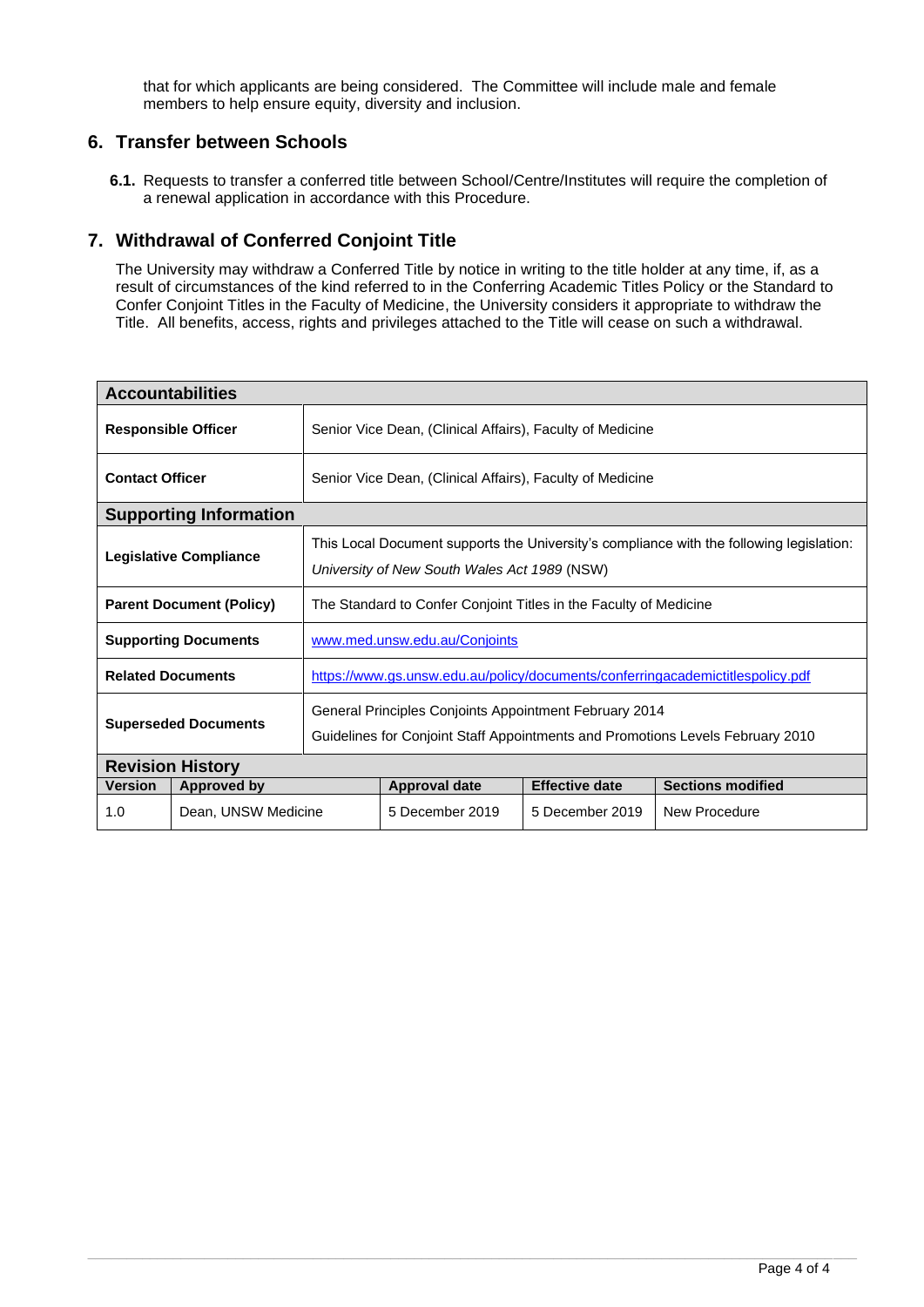that for which applicants are being considered. The Committee will include male and female members to help ensure equity, diversity and inclusion.

## 6. Transfer between Schools

**6.1.** Requests to transfer a conferred title between School/Centre/Institutes will require the completion of a renewal application in accordance with this Procedure.

## 7. Withdrawal of Conferred Conjoint Title

The University may withdraw a Conferred Title by notice in writing to the title holder at any time, if, as a result of circumstances of the kind referred to in the Conferring Academic Titles Policy or the Standard to Confer Conjoint Titles in the Faculty of Medicine, the University considers it appropriate to withdraw the Title. All benefits, access, rights and privileges attached to the Title will cease on such a withdrawal.

| **Accountabilities** | |
|---|---|
| **Responsible Officer** | Senior Vice Dean, (Clinical Affairs), Faculty of Medicine |
| **Contact Officer** | Senior Vice Dean, (Clinical Affairs), Faculty of Medicine |
| **Supporting Information** | |
| **Legislative Compliance** | This Local Document supports the University's compliance with the following legislation: *University of New South Wales Act 1989* (NSW) |
| **Parent Document (Policy)** | The Standard to Confer Conjoint Titles in the Faculty of Medicine |
| **Supporting Documents** | www.med.unsw.edu.au/Conjoints |
| **Related Documents** | https://www.gs.unsw.edu.au/policy/documents/conferringacademictitlespolicy.pdf |
| **Superseded Documents** | General Principles Conjoints Appointment February 2014<br>Guidelines for Conjoint Staff Appointments and Promotions Levels February 2010 |

**Revision History**

| Version | Approved by | Approval date | Effective date | Sections modified |
|---|---|---|---|---|
| 1.0 | Dean, UNSW Medicine | 5 December 2019 | 5 December 2019 | New Procedure |